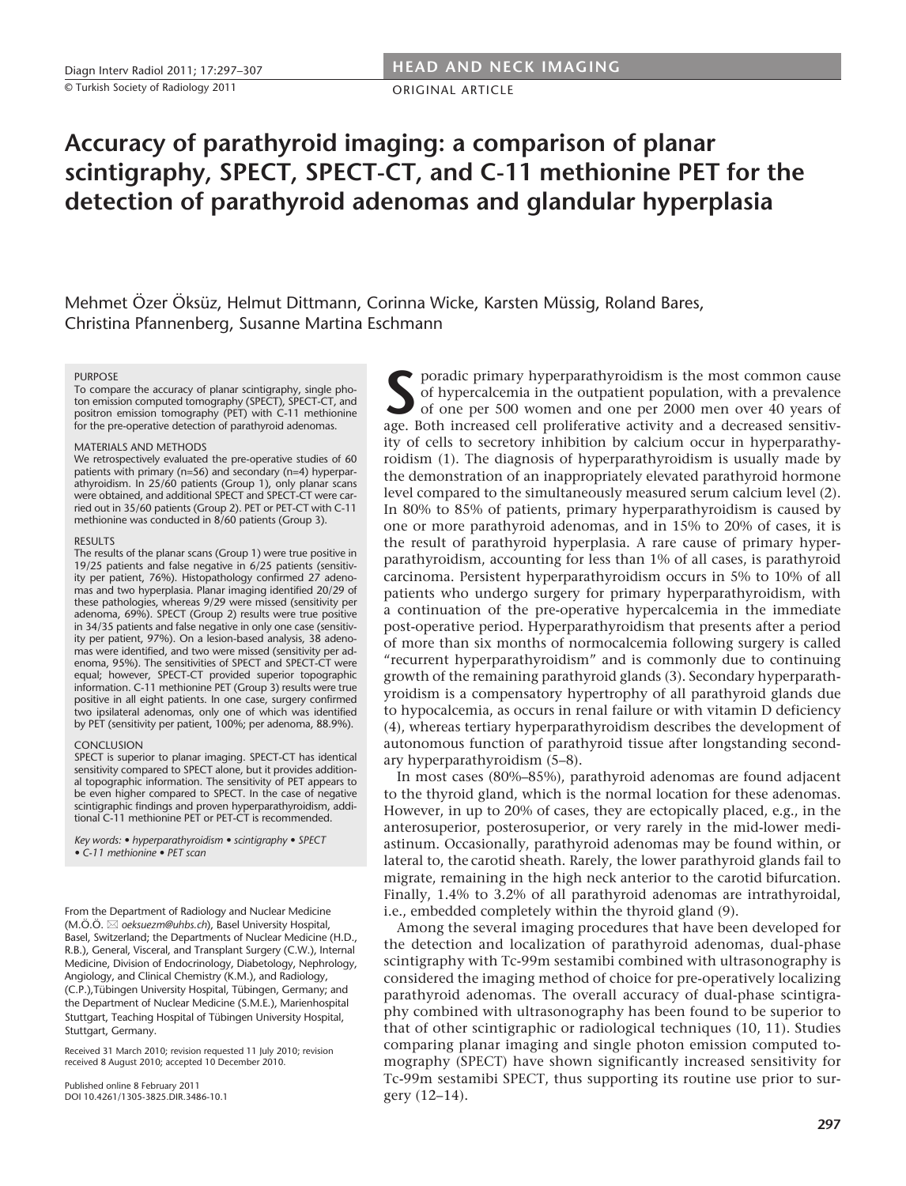HEAD AND NECK IMAGING

ORIGINAL ARTICLE

# Accuracy of parathyroid imaging: a comparison of planar scintigraphy, SPECT, SPECT-CT, and C-11 methionine PET for the detection of parathyroid adenomas and glandular hyperplasia

Mehmet Özer Öksüz, Helmut Dittmann, Corinna Wicke, Karsten Müssig, Roland Bares, Christina Pfannenberg, Susanne Martina Eschmann

#### PURPOSE

To compare the accuracy of planar scintigraphy, single photon emission computed tomography (SPECT), SPECT-CT, and positron emission tomography (PET) with C-11 methionine for the pre-operative detection of parathyroid adenomas.

#### MATERIALS AND METHODS

We retrospectively evaluated the pre-operative studies of 60 patients with primary (n=56) and secondary (n=4) hyperparathyroidism. In 25/60 patients (Group 1), only planar scans were obtained, and additional SPECT and SPECT-CT were carried out in 35/60 patients (Group 2). PET or PET-CT with C-11 methionine was conducted in 8/60 patients (Group 3).

#### RESULTS

The results of the planar scans (Group 1) were true positive in 19/25 patients and false negative in 6/25 patients (sensitivity per patient, 76%). Histopathology confirmed 27 adenomas and two hyperplasia. Planar imaging identified 20/29 of these pathologies, whereas 9/29 were missed (sensitivity per adenoma, 69%). SPECT (Group 2) results were true positive in 34/35 patients and false negative in only one case (sensitivity per patient, 97%). On a lesion-based analysis, 38 adenomas were identified, and two were missed (sensitivity per adenoma, 95%). The sensitivities of SPECT and SPECT-CT were equal; however, SPECT-CT provided superior topographic information. C-11 methionine PET (Group 3) results were true positive in all eight patients. In one case, surgery confirmed two ipsilateral adenomas, only one of which was identified by PET (sensitivity per patient, 100%; per adenoma, 88.9%).

#### CONCLUSION

SPECT is superior to planar imaging. SPECT-CT has identical sensitivity compared to SPECT alone, but it provides additional topographic information. The sensitivity of PET appears to be even higher compared to SPECT. In the case of negative scintigraphic findings and proven hyperparathyroidism, additional C-11 methionine PET or PET-CT is recommended.

*Key words:* • *hyperparathyroidism* • *scintigraphy* • *SPECT* • *C-11 methionine* • *PET scan*

From the Department of Radiology and Nuclear Medicine (M.Ö.Ö. ✉ *oeksuezm@uhbs.ch*), Basel University Hospital, Basel, Switzerland; the Departments of Nuclear Medicine (H.D., R.B.), General, Visceral, and Transplant Surgery (C.W.), Internal Medicine, Division of Endocrinology, Diabetology, Nephrology, Angiology, and Clinical Chemistry (K.M.), and Radiology, (C.P.),Tübingen University Hospital, Tübingen, Germany; and the Department of Nuclear Medicine (S.M.E.), Marienhospital Stuttgart, Teaching Hospital of Tübingen University Hospital, Stuttgart, Germany.

Received 31 March 2010; revision requested 11 July 2010; revision received 8 August 2010; accepted 10 December 2010.

Published online 8 February 2011
DOI 10.4261/1305-3825.DIR.3486-10.1

Sporadic primary hyperparathyroidism is the most common cause of hypercalcemia in the outpatient population, with a prevalence of one per 500 women and one per 2000 men over 40 years of age. Both increased cell proliferative activity and a decreased sensitivity of cells to secretory inhibition by calcium occur in hyperparathyroidism (1). The diagnosis of hyperparathyroidism is usually made by the demonstration of an inappropriately elevated parathyroid hormone level compared to the simultaneously measured serum calcium level (2). In 80% to 85% of patients, primary hyperparathyroidism is caused by one or more parathyroid adenomas, and in 15% to 20% of cases, it is the result of parathyroid hyperplasia. A rare cause of primary hyperparathyroidism, accounting for less than 1% of all cases, is parathyroid carcinoma. Persistent hyperparathyroidism occurs in 5% to 10% of all patients who undergo surgery for primary hyperparathyroidism, with a continuation of the pre-operative hypercalcemia in the immediate post-operative period. Hyperparathyroidism that presents after a period of more than six months of normocalcemia following surgery is called "recurrent hyperparathyroidism" and is commonly due to continuing growth of the remaining parathyroid glands (3). Secondary hyperparathyroidism is a compensatory hypertrophy of all parathyroid glands due to hypocalcemia, as occurs in renal failure or with vitamin D deficiency (4), whereas tertiary hyperparathyroidism describes the development of autonomous function of parathyroid tissue after longstanding secondary hyperparathyroidism (5–8).

In most cases (80%–85%), parathyroid adenomas are found adjacent to the thyroid gland, which is the normal location for these adenomas. However, in up to 20% of cases, they are ectopically placed, e.g., in the anterosuperior, posterosuperior, or very rarely in the mid-lower mediastinum. Occasionally, parathyroid adenomas may be found within, or lateral to, the carotid sheath. Rarely, the lower parathyroid glands fail to migrate, remaining in the high neck anterior to the carotid bifurcation. Finally, 1.4% to 3.2% of all parathyroid adenomas are intrathyroidal, i.e., embedded completely within the thyroid gland (9).

Among the several imaging procedures that have been developed for the detection and localization of parathyroid adenomas, dual-phase scintigraphy with Tc-99m sestamibi combined with ultrasonography is considered the imaging method of choice for pre-operatively localizing parathyroid adenomas. The overall accuracy of dual-phase scintigraphy combined with ultrasonography has been found to be superior to that of other scintigraphic or radiological techniques (10, 11). Studies comparing planar imaging and single photon emission computed tomography (SPECT) have shown significantly increased sensitivity for Tc-99m sestamibi SPECT, thus supporting its routine use prior to surgery (12–14).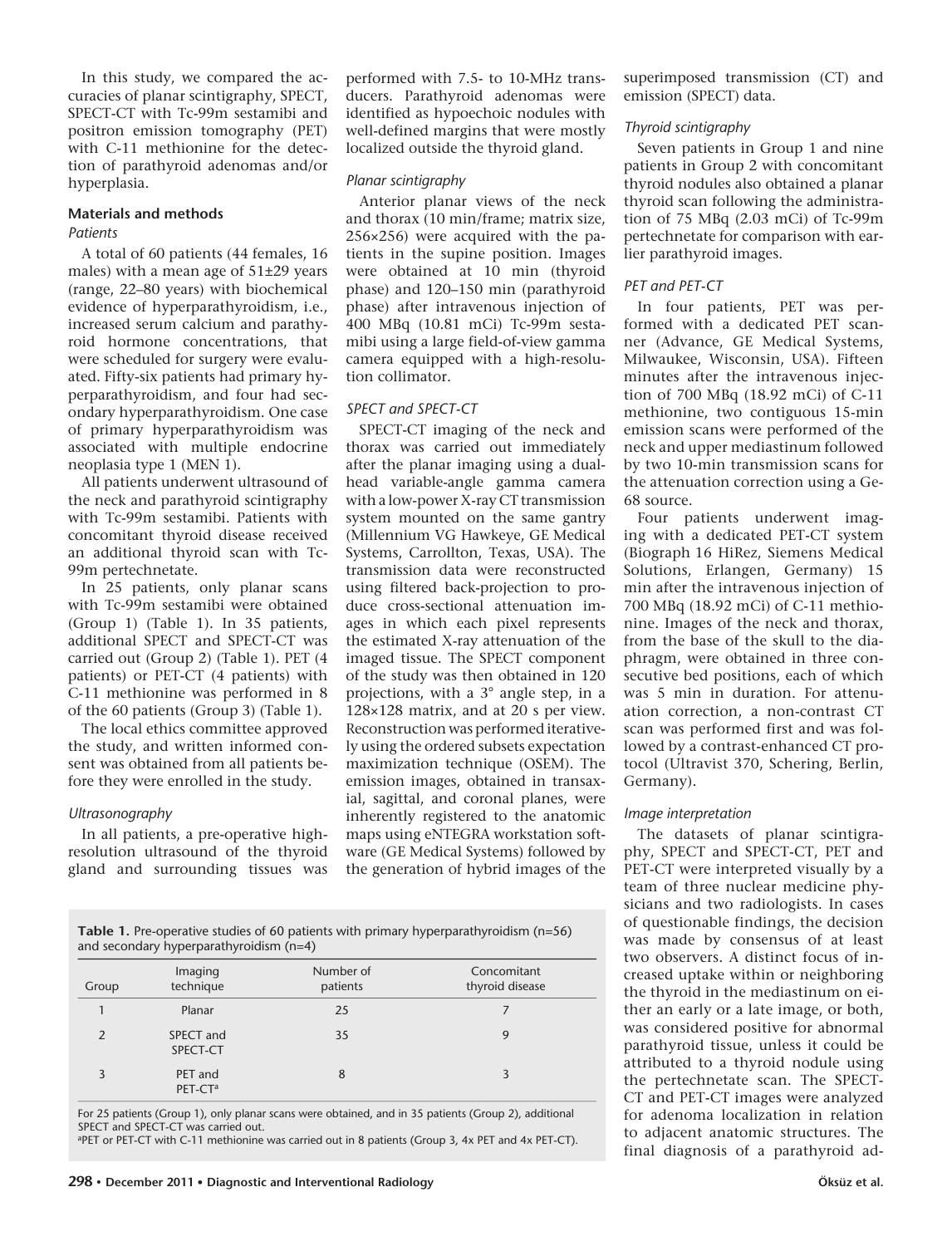In this study, we compared the accuracies of planar scintigraphy, SPECT, SPECT-CT with Tc-99m sestamibi and positron emission tomography (PET) with C-11 methionine for the detection of parathyroid adenomas and/or hyperplasia.

## Materials and methods

### Patients

A total of 60 patients (44 females, 16 males) with a mean age of 51±29 years (range, 22–80 years) with biochemical evidence of hyperparathyroidism, i.e., increased serum calcium and parathyroid hormone concentrations, that were scheduled for surgery were evaluated. Fifty-six patients had primary hyperparathyroidism, and four had secondary hyperparathyroidism. One case of primary hyperparathyroidism was associated with multiple endocrine neoplasia type 1 (MEN 1).

All patients underwent ultrasound of the neck and parathyroid scintigraphy with Tc-99m sestamibi. Patients with concomitant thyroid disease received an additional thyroid scan with Tc-99m pertechnetate.

In 25 patients, only planar scans with Tc-99m sestamibi were obtained (Group 1) (Table 1). In 35 patients, additional SPECT and SPECT-CT was carried out (Group 2) (Table 1). PET (4 patients) or PET-CT (4 patients) with C-11 methionine was performed in 8 of the 60 patients (Group 3) (Table 1).

The local ethics committee approved the study, and written informed consent was obtained from all patients before they were enrolled in the study.

### Ultrasonography

In all patients, a pre-operative high-resolution ultrasound of the thyroid gland and surrounding tissues was performed with 7.5- to 10-MHz transducers. Parathyroid adenomas were identified as hypoechoic nodules with well-defined margins that were mostly localized outside the thyroid gland.

### Planar scintigraphy

Anterior planar views of the neck and thorax (10 min/frame; matrix size, 256×256) were acquired with the patients in the supine position. Images were obtained at 10 min (thyroid phase) and 120–150 min (parathyroid phase) after intravenous injection of 400 MBq (10.81 mCi) Tc-99m sestamibi using a large field-of-view gamma camera equipped with a high-resolution collimator.

### SPECT and SPECT-CT

SPECT-CT imaging of the neck and thorax was carried out immediately after the planar imaging using a dual-head variable-angle gamma camera with a low-power X-ray CT transmission system mounted on the same gantry (Millennium VG Hawkeye, GE Medical Systems, Carrollton, Texas, USA). The transmission data were reconstructed using filtered back-projection to produce cross-sectional attenuation images in which each pixel represents the estimated X-ray attenuation of the imaged tissue. The SPECT component of the study was then obtained in 120 projections, with a 3° angle step, in a 128×128 matrix, and at 20 s per view. Reconstruction was performed iteratively using the ordered subsets expectation maximization technique (OSEM). The emission images, obtained in transaxial, sagittal, and coronal planes, were inherently registered to the anatomic maps using eNTEGRA workstation software (GE Medical Systems) followed by the generation of hybrid images of the superimposed transmission (CT) and emission (SPECT) data.

### Thyroid scintigraphy

Seven patients in Group 1 and nine patients in Group 2 with concomitant thyroid nodules also obtained a planar thyroid scan following the administration of 75 MBq (2.03 mCi) of Tc-99m pertechnetate for comparison with earlier parathyroid images.

### PET and PET-CT

In four patients, PET was performed with a dedicated PET scanner (Advance, GE Medical Systems, Milwaukee, Wisconsin, USA). Fifteen minutes after the intravenous injection of 700 MBq (18.92 mCi) of C-11 methionine, two contiguous 15-min emission scans were performed of the neck and upper mediastinum followed by two 10-min transmission scans for the attenuation correction using a Ge-68 source.

Four patients underwent imaging with a dedicated PET-CT system (Biograph 16 HiRez, Siemens Medical Solutions, Erlangen, Germany) 15 min after the intravenous injection of 700 MBq (18.92 mCi) of C-11 methionine. Images of the neck and thorax, from the base of the skull to the diaphragm, were obtained in three consecutive bed positions, each of which was 5 min in duration. For attenuation correction, a non-contrast CT scan was performed first and was followed by a contrast-enhanced CT protocol (Ultravist 370, Schering, Berlin, Germany).

### Image interpretation

The datasets of planar scintigraphy, SPECT and SPECT-CT, PET and PET-CT were interpreted visually by a team of three nuclear medicine physicians and two radiologists. In cases of questionable findings, the decision was made by consensus of at least two observers. A distinct focus of increased uptake within or neighboring the thyroid in the mediastinum on either an early or a late image, or both, was considered positive for abnormal parathyroid tissue, unless it could be attributed to a thyroid nodule using the pertechnetate scan. The SPECT-CT and PET-CT images were analyzed for adenoma localization in relation to adjacent anatomic structures. The final diagnosis of a parathyroid ad-

**Table 1.** Pre-operative studies of 60 patients with primary hyperparathyroidism (n=56) and secondary hyperparathyroidism (n=4)

| Group | Imaging technique | Number of patients | Concomitant thyroid disease |
|---|---|---|---|
| 1 | Planar | 25 | 7 |
| 2 | SPECT and SPECT-CT | 35 | 9 |
| 3 | PET and PET-CT[a] | 8 | 3 |

For 25 patients (Group 1), only planar scans were obtained, and in 35 patients (Group 2), additional SPECT and SPECT-CT was carried out.
[a]PET or PET-CT with C-11 methionine was carried out in 8 patients (Group 3, 4x PET and 4x PET-CT).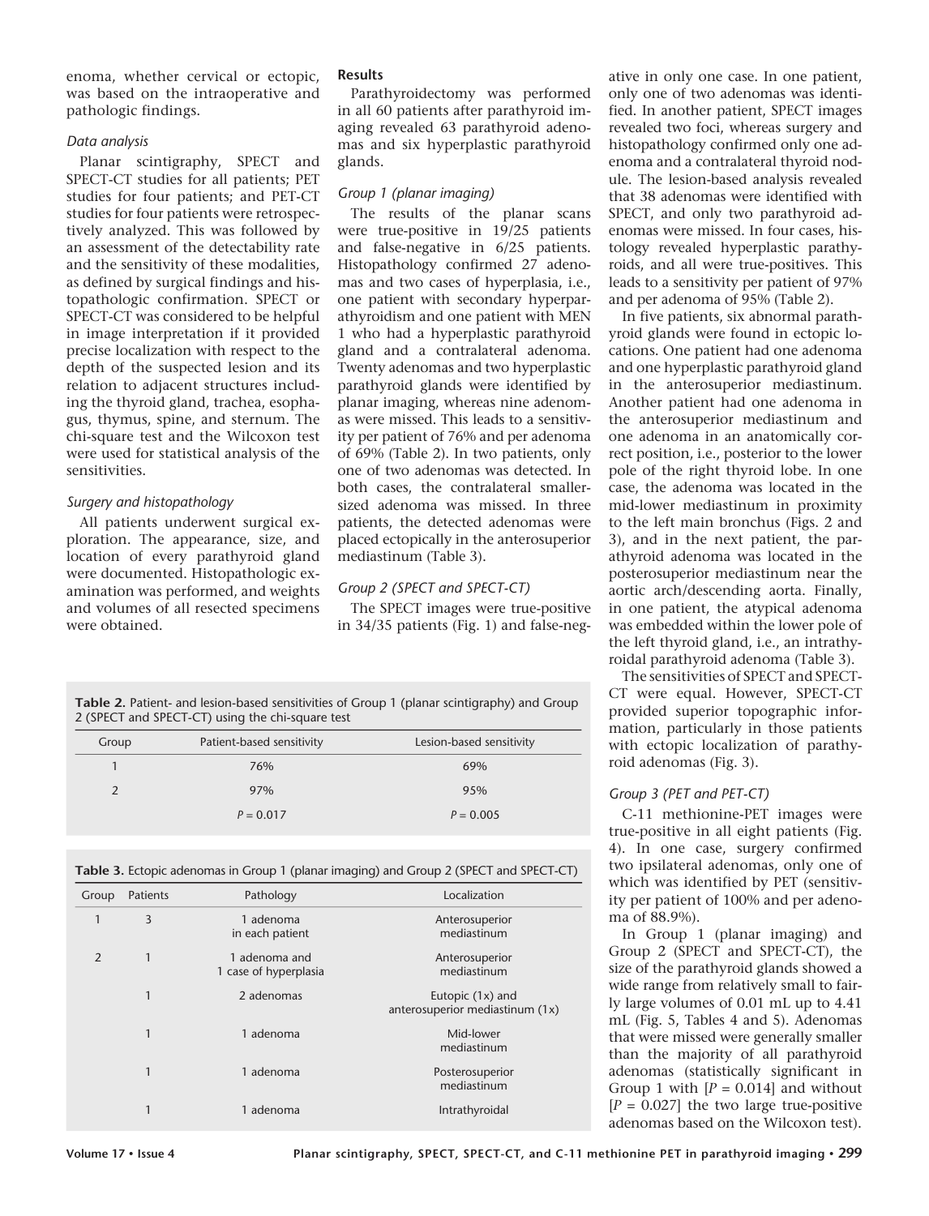enoma, whether cervical or ectopic, was based on the intraoperative and pathologic findings.

### Data analysis

Planar scintigraphy, SPECT and SPECT-CT studies for all patients; PET studies for four patients; and PET-CT studies for four patients were retrospectively analyzed. This was followed by an assessment of the detectability rate and the sensitivity of these modalities, as defined by surgical findings and histopathologic confirmation. SPECT or SPECT-CT was considered to be helpful in image interpretation if it provided precise localization with respect to the depth of the suspected lesion and its relation to adjacent structures including the thyroid gland, trachea, esophagus, thymus, spine, and sternum. The chi-square test and the Wilcoxon test were used for statistical analysis of the sensitivities.

### Surgery and histopathology

All patients underwent surgical exploration. The appearance, size, and location of every parathyroid gland were documented. Histopathologic examination was performed, and weights and volumes of all resected specimens were obtained.

## Results

Parathyroidectomy was performed in all 60 patients after parathyroid imaging revealed 63 parathyroid adenomas and six hyperplastic parathyroid glands.

### Group 1 (planar imaging)

The results of the planar scans were true-positive in 19/25 patients and false-negative in 6/25 patients. Histopathology confirmed 27 adenomas and two cases of hyperplasia, i.e., one patient with secondary hyperparathyroidism and one patient with MEN 1 who had a hyperplastic parathyroid gland and a contralateral adenoma. Twenty adenomas and two hyperplastic parathyroid glands were identified by planar imaging, whereas nine adenomas were missed. This leads to a sensitivity per patient of 76% and per adenoma of 69% (Table 2). In two patients, only one of two adenomas was detected. In both cases, the contralateral smaller-sized adenoma was missed. In three patients, the detected adenomas were placed ectopically in the anterosuperior mediastinum (Table 3).

### Group 2 (SPECT and SPECT-CT)

The SPECT images were true-positive in 34/35 patients (Fig. 1) and false-negative in only one case. In one patient, only one of two adenomas was identified. In another patient, SPECT images revealed two foci, whereas surgery and histopathology confirmed only one adenoma and a contralateral thyroid nodule. The lesion-based analysis revealed that 38 adenomas were identified with SPECT, and only two parathyroid adenomas were missed. In four cases, histology revealed hyperplastic parathyroids, and all were true-positives. This leads to a sensitivity per patient of 97% and per adenoma of 95% (Table 2).

In five patients, six abnormal parathyroid glands were found in ectopic locations. One patient had one adenoma and one hyperplastic parathyroid gland in the anterosuperior mediastinum. Another patient had one adenoma in the anterosuperior mediastinum and one adenoma in an anatomically correct position, i.e., posterior to the lower pole of the right thyroid lobe. In one case, the adenoma was located in the mid-lower mediastinum in proximity to the left main bronchus (Figs. 2 and 3), and in the next patient, the parathyroid adenoma was located in the posterosuperior mediastinum near the aortic arch/descending aorta. Finally, in one patient, the atypical adenoma was embedded within the lower pole of the left thyroid gland, i.e., an intrathyroidal parathyroid adenoma (Table 3).

The sensitivities of SPECT and SPECT-CT were equal. However, SPECT-CT provided superior topographic information, particularly in those patients with ectopic localization of parathyroid adenomas (Fig. 3).

### Group 3 (PET and PET-CT)

C-11 methionine-PET images were true-positive in all eight patients (Fig. 4). In one case, surgery confirmed two ipsilateral adenomas, only one of which was identified by PET (sensitivity per patient of 100% and per adenoma of 88.9%).

In Group 1 (planar imaging) and Group 2 (SPECT and SPECT-CT), the size of the parathyroid glands showed a wide range from relatively small to fairly large volumes of 0.01 mL up to 4.41 mL (Fig. 5, Tables 4 and 5). Adenomas that were missed were generally smaller than the majority of all parathyroid adenomas (statistically significant in Group 1 with [$P = 0.014$] and without [$P = 0.027$] the two large true-positive adenomas based on the Wilcoxon test).

**Table 2.** Patient- and lesion-based sensitivities of Group 1 (planar scintigraphy) and Group 2 (SPECT and SPECT-CT) using the chi-square test

| Group | Patient-based sensitivity | Lesion-based sensitivity |
|---|---|---|
| 1 | 76% | 69% |
| 2 | 97% | 95% |
| | $P = 0.017$ | $P = 0.005$ |

**Table 3.** Ectopic adenomas in Group 1 (planar imaging) and Group 2 (SPECT and SPECT-CT)

| Group | Patients | Pathology | Localization |
|---|---|---|---|
| 1 | 3 | 1 adenoma in each patient | Anterosuperior mediastinum |
| 2 | 1 | 1 adenoma and 1 case of hyperplasia | Anterosuperior mediastinum |
| | 1 | 2 adenomas | Eutopic (1x) and anterosuperior mediastinum (1x) |
| | 1 | 1 adenoma | Mid-lower mediastinum |
| | 1 | 1 adenoma | Posterosuperior mediastinum |
| | 1 | 1 adenoma | Intrathyroidal |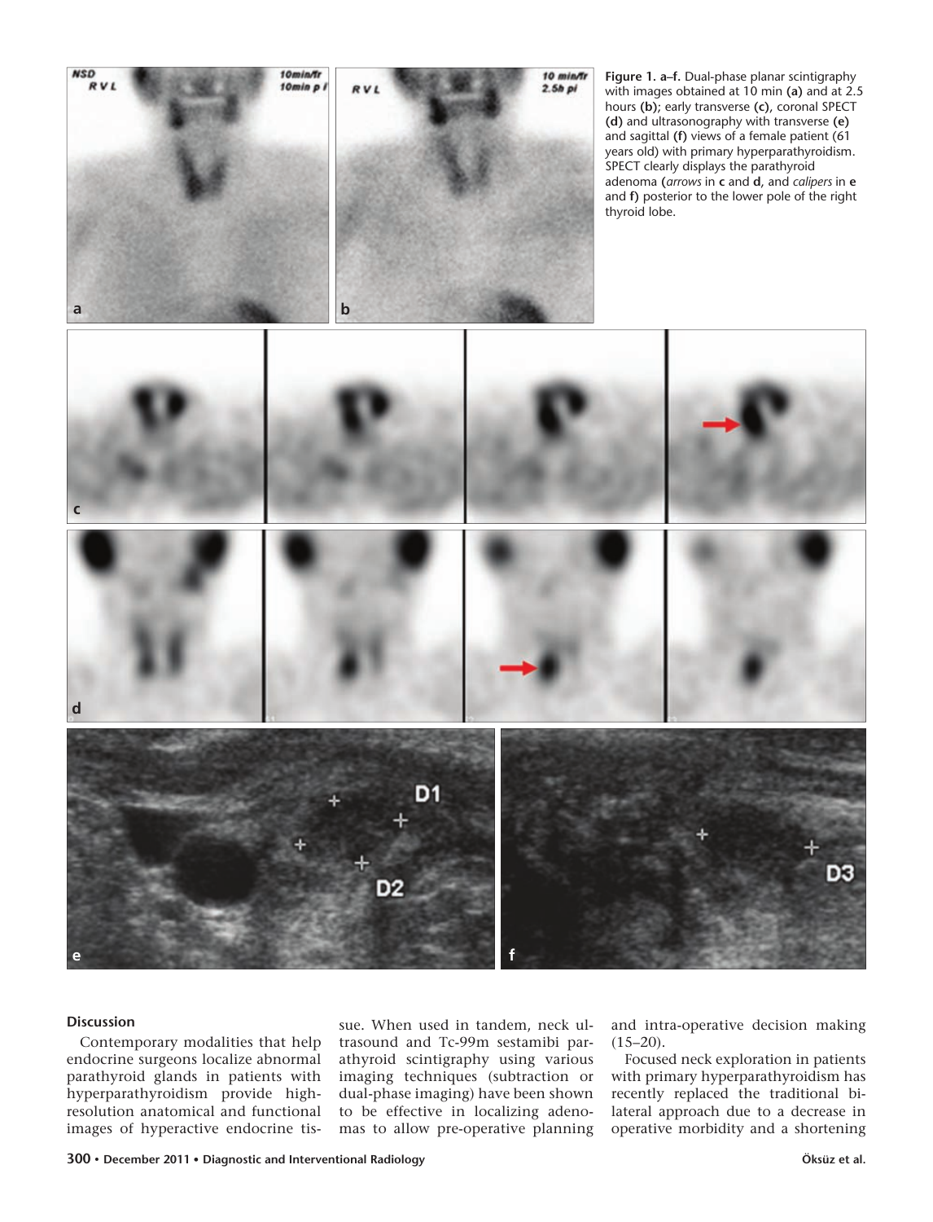**Figure 1. a–f.** Dual-phase planar scintigraphy with images obtained at 10 min **(a)** and at 2.5 hours **(b)**; early transverse **(c)**, coronal SPECT **(d)** and ultrasonography with transverse **(e)** and sagittal **(f)** views of a female patient (61 years old) with primary hyperparathyroidism. SPECT clearly displays the parathyroid adenoma (*arrows* in **c** and **d**, and *calipers* in **e** and **f**) posterior to the lower pole of the right thyroid lobe.

## Discussion

Contemporary modalities that help endocrine surgeons localize abnormal parathyroid glands in patients with hyperparathyroidism provide high-resolution anatomical and functional images of hyperactive endocrine tissue. When used in tandem, neck ultrasound and Tc-99m sestamibi parathyroid scintigraphy using various imaging techniques (subtraction or dual-phase imaging) have been shown to be effective in localizing adenomas to allow pre-operative planning and intra-operative decision making (15–20).

Focused neck exploration in patients with primary hyperparathyroidism has recently replaced the traditional bilateral approach due to a decrease in operative morbidity and a shortening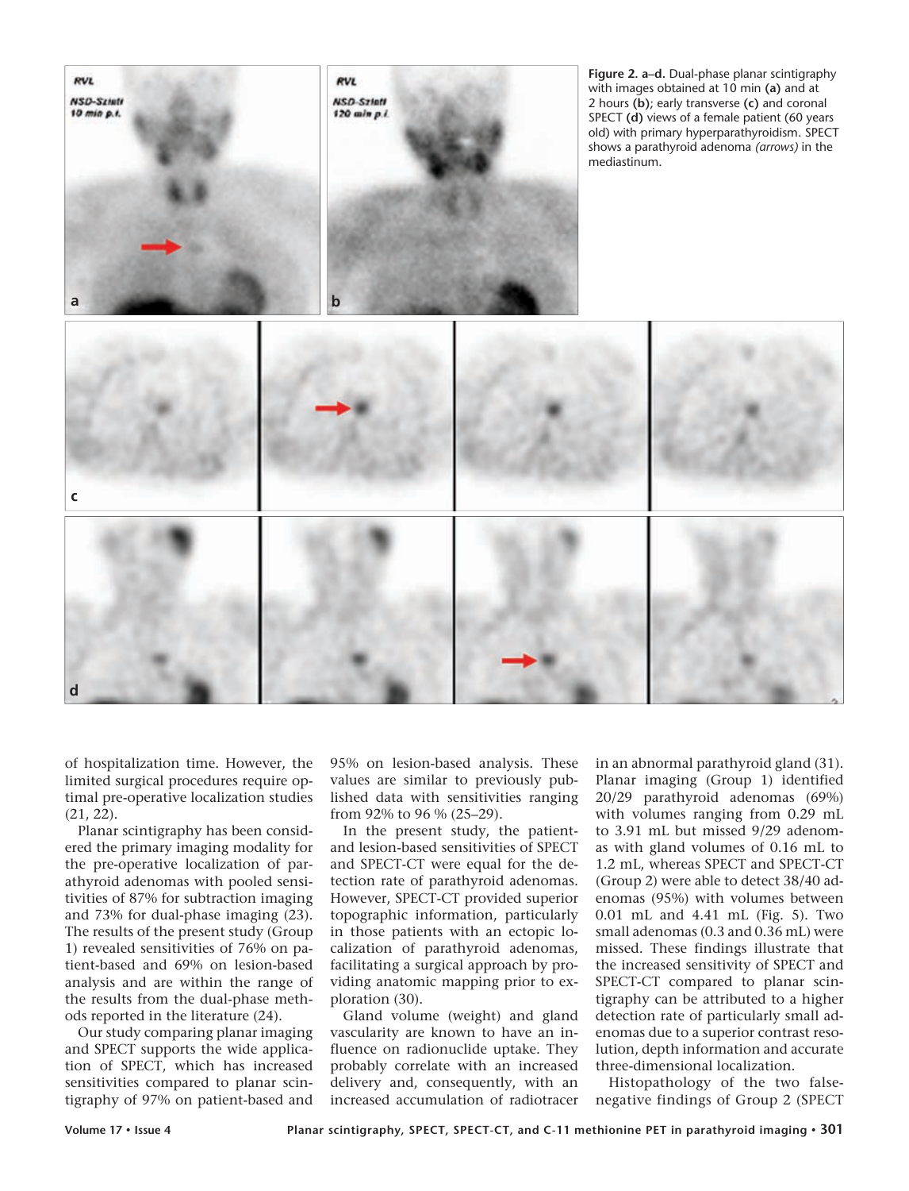**Figure 2. a–d.** Dual-phase planar scintigraphy with images obtained at 10 min **(a)** and at 2 hours **(b)**; early transverse **(c)** and coronal SPECT **(d)** views of a female patient (60 years old) with primary hyperparathyroidism. SPECT shows a parathyroid adenoma *(arrows)* in the mediastinum.

of hospitalization time. However, the limited surgical procedures require optimal pre-operative localization studies (21, 22).

Planar scintigraphy has been considered the primary imaging modality for the pre-operative localization of parathyroid adenomas with pooled sensitivities of 87% for subtraction imaging and 73% for dual-phase imaging (23). The results of the present study (Group 1) revealed sensitivities of 76% on patient-based and 69% on lesion-based analysis and are within the range of the results from the dual-phase methods reported in the literature (24).

Our study comparing planar imaging and SPECT supports the wide application of SPECT, which has increased sensitivities compared to planar scintigraphy of 97% on patient-based and 95% on lesion-based analysis. These values are similar to previously published data with sensitivities ranging from 92% to 96 % (25–29).

In the present study, the patient- and lesion-based sensitivities of SPECT and SPECT-CT were equal for the detection rate of parathyroid adenomas. However, SPECT-CT provided superior topographic information, particularly in those patients with an ectopic localization of parathyroid adenomas, facilitating a surgical approach by providing anatomic mapping prior to exploration (30).

Gland volume (weight) and gland vascularity are known to have an influence on radionuclide uptake. They probably correlate with an increased delivery and, consequently, with an increased accumulation of radiotracer in an abnormal parathyroid gland (31). Planar imaging (Group 1) identified 20/29 parathyroid adenomas (69%) with volumes ranging from 0.29 mL to 3.91 mL but missed 9/29 adenomas with gland volumes of 0.16 mL to 1.2 mL, whereas SPECT and SPECT-CT (Group 2) were able to detect 38/40 adenomas (95%) with volumes between 0.01 mL and 4.41 mL (Fig. 5). Two small adenomas (0.3 and 0.36 mL) were missed. These findings illustrate that the increased sensitivity of SPECT and SPECT-CT compared to planar scintigraphy can be attributed to a higher detection rate of particularly small adenomas due to a superior contrast resolution, depth information and accurate three-dimensional localization.

Histopathology of the two false-negative findings of Group 2 (SPECT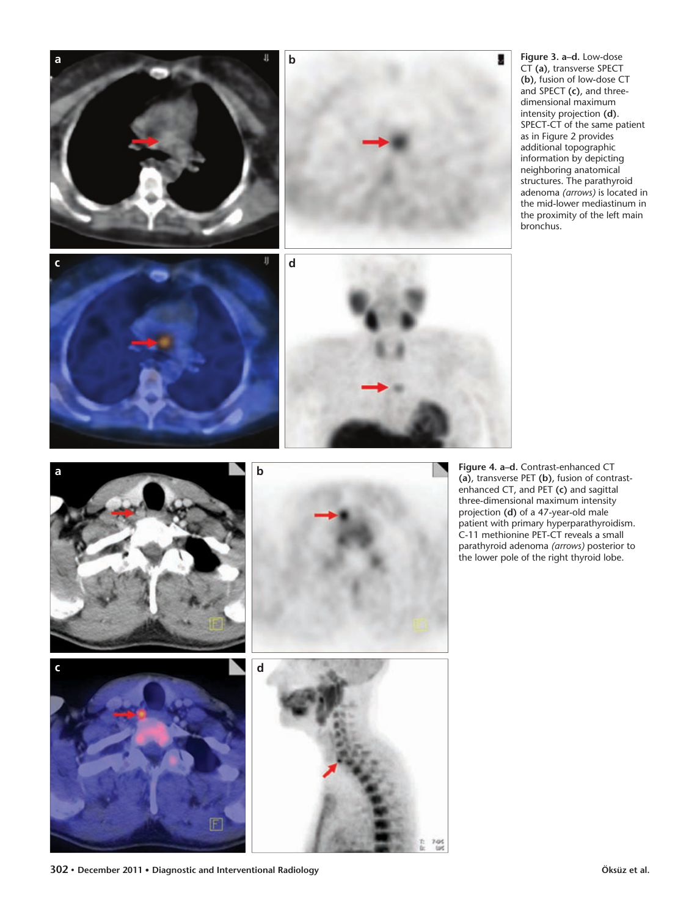**Figure 3. a–d.** Low-dose CT **(a)**, transverse SPECT **(b)**, fusion of low-dose CT and SPECT **(c)**, and three-dimensional maximum intensity projection **(d)**. SPECT-CT of the same patient as in Figure 2 provides additional topographic information by depicting neighboring anatomical structures. The parathyroid adenoma *(arrows)* is located in the mid-lower mediastinum in the proximity of the left main bronchus.

**Figure 4. a–d.** Contrast-enhanced CT **(a)**, transverse PET **(b)**, fusion of contrast-enhanced CT, and PET **(c)** and sagittal three-dimensional maximum intensity projection **(d)** of a 47-year-old male patient with primary hyperparathyroidism. C-11 methionine PET-CT reveals a small parathyroid adenoma *(arrows)* posterior to the lower pole of the right thyroid lobe.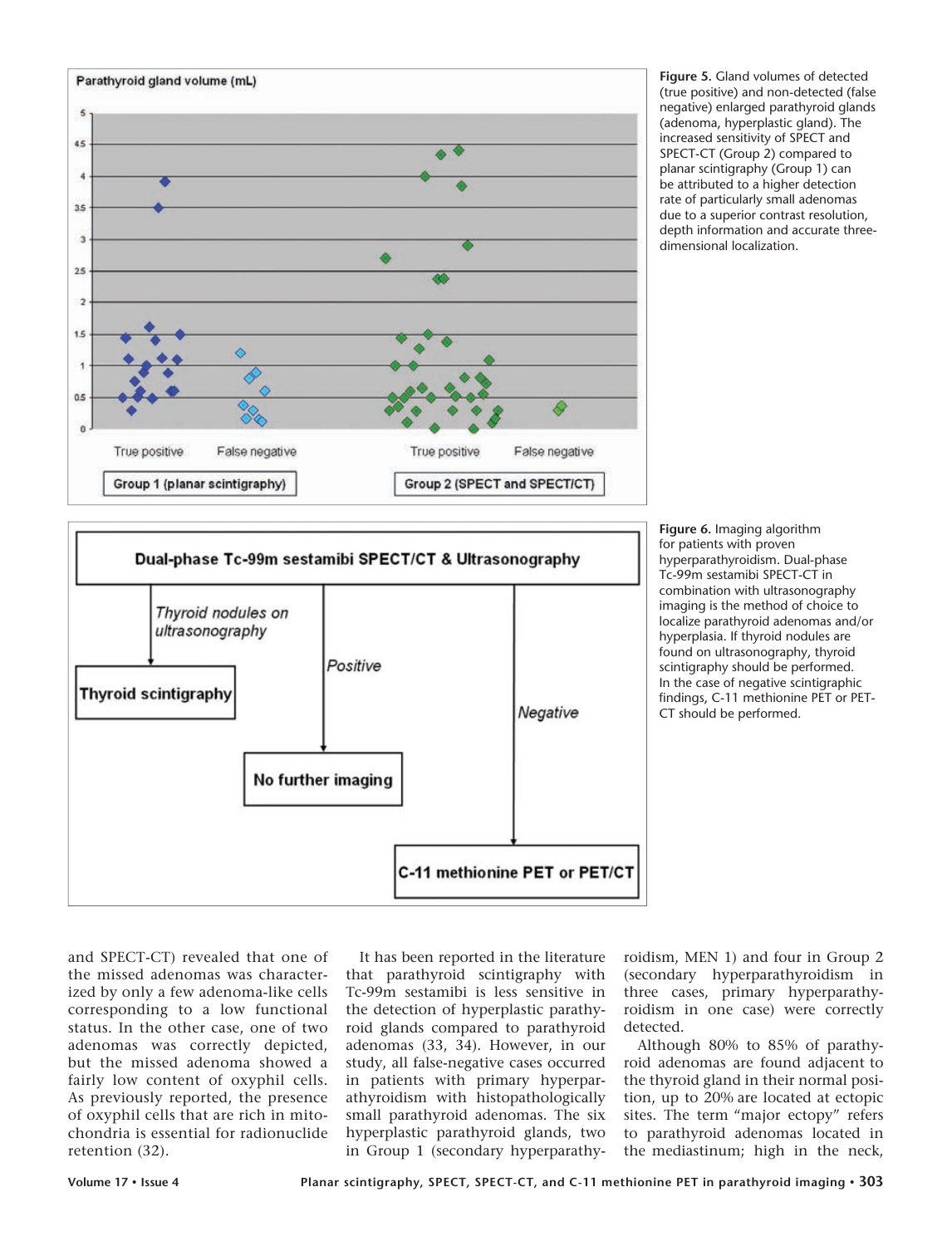Parathyroid gland volume (mL)

5
4.5
4
3.5
3
2.5
2
1.5
1
0.5
0

True positive
False negative
True positive
False negative

Group 1 (planar scintigraphy)
Group 2 (SPECT and SPECT/CT)

**Figure 5.** Gland volumes of detected (true positive) and non-detected (false negative) enlarged parathyroid glands (adenoma, hyperplastic gland). The increased sensitivity of SPECT and SPECT-CT (Group 2) compared to planar scintigraphy (Group 1) can be attributed to a higher detection rate of particularly small adenomas due to a superior contrast resolution, depth information and accurate three-dimensional localization.

Dual-phase Tc-99m sestamibi SPECT/CT & Ultrasonography

*Thyroid nodules on ultrasonography*

Thyroid scintigraphy

*Positive*

No further imaging

*Negative*

C-11 methionine PET or PET/CT

**Figure 6.** Imaging algorithm for patients with proven hyperparathyroidism. Dual-phase Tc-99m sestamibi SPECT-CT in combination with ultrasonography imaging is the method of choice to localize parathyroid adenomas and/or hyperplasia. If thyroid nodules are found on ultrasonography, thyroid scintigraphy should be performed. In the case of negative scintigraphic findings, C-11 methionine PET or PET-CT should be performed.

and SPECT-CT) revealed that one of the missed adenomas was characterized by only a few adenoma-like cells corresponding to a low functional status. In the other case, one of two adenomas was correctly depicted, but the missed adenoma showed a fairly low content of oxyphil cells. As previously reported, the presence of oxyphil cells that are rich in mitochondria is essential for radionuclide retention (32).

It has been reported in the literature that parathyroid scintigraphy with Tc-99m sestamibi is less sensitive in the detection of hyperplastic parathyroid glands compared to parathyroid adenomas (33, 34). However, in our study, all false-negative cases occurred in patients with primary hyperparathyroidism with histopathologically small parathyroid adenomas. The six hyperplastic parathyroid glands, two in Group 1 (secondary hyperparathyroidism, MEN 1) and four in Group 2 (secondary hyperparathyroidism in three cases, primary hyperparathyroidism in one case) were correctly detected.

Although 80% to 85% of parathyroid adenomas are found adjacent to the thyroid gland in their normal position, up to 20% are located at ectopic sites. The term "major ectopy" refers to parathyroid adenomas located in the mediastinum; high in the neck,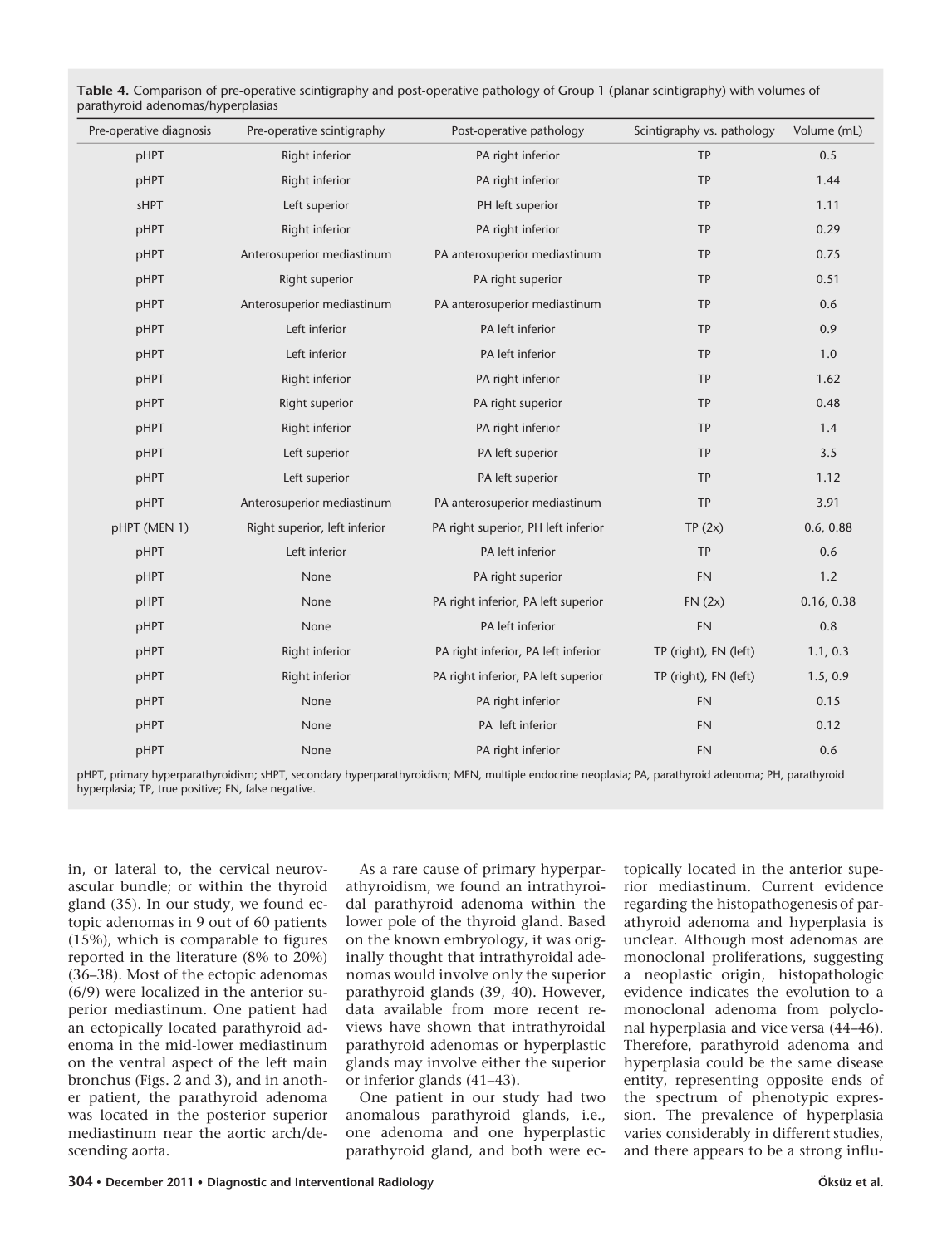**Table 4.** Comparison of pre-operative scintigraphy and post-operative pathology of Group 1 (planar scintigraphy) with volumes of parathyroid adenomas/hyperplasias

| Pre-operative diagnosis | Pre-operative scintigraphy | Post-operative pathology | Scintigraphy vs. pathology | Volume (mL) |
|---|---|---|---|---|
| pHPT | Right inferior | PA right inferior | TP | 0.5 |
| pHPT | Right inferior | PA right inferior | TP | 1.44 |
| sHPT | Left superior | PH left superior | TP | 1.11 |
| pHPT | Right inferior | PA right inferior | TP | 0.29 |
| pHPT | Anterosuperior mediastinum | PA anterosuperior mediastinum | TP | 0.75 |
| pHPT | Right superior | PA right superior | TP | 0.51 |
| pHPT | Anterosuperior mediastinum | PA anterosuperior mediastinum | TP | 0.6 |
| pHPT | Left inferior | PA left inferior | TP | 0.9 |
| pHPT | Left inferior | PA left inferior | TP | 1.0 |
| pHPT | Right inferior | PA right inferior | TP | 1.62 |
| pHPT | Right superior | PA right superior | TP | 0.48 |
| pHPT | Right inferior | PA right inferior | TP | 1.4 |
| pHPT | Left superior | PA left superior | TP | 3.5 |
| pHPT | Left superior | PA left superior | TP | 1.12 |
| pHPT | Anterosuperior mediastinum | PA anterosuperior mediastinum | TP | 3.91 |
| pHPT (MEN 1) | Right superior, left inferior | PA right superior, PH left inferior | TP (2x) | 0.6, 0.88 |
| pHPT | Left inferior | PA left inferior | TP | 0.6 |
| pHPT | None | PA right superior | FN | 1.2 |
| pHPT | None | PA right inferior, PA left superior | FN (2x) | 0.16, 0.38 |
| pHPT | None | PA left inferior | FN | 0.8 |
| pHPT | Right inferior | PA right inferior, PA left inferior | TP (right), FN (left) | 1.1, 0.3 |
| pHPT | Right inferior | PA right inferior, PA left superior | TP (right), FN (left) | 1.5, 0.9 |
| pHPT | None | PA right inferior | FN | 0.15 |
| pHPT | None | PA left inferior | FN | 0.12 |
| pHPT | None | PA right inferior | FN | 0.6 |

pHPT, primary hyperparathyroidism; sHPT, secondary hyperparathyroidism; MEN, multiple endocrine neoplasia; PA, parathyroid adenoma; PH, parathyroid hyperplasia; TP, true positive; FN, false negative.

in, or lateral to, the cervical neurovascular bundle; or within the thyroid gland (35). In our study, we found ectopic adenomas in 9 out of 60 patients (15%), which is comparable to figures reported in the literature (8% to 20%) (36–38). Most of the ectopic adenomas (6/9) were localized in the anterior superior mediastinum. One patient had an ectopically located parathyroid adenoma in the mid-lower mediastinum on the ventral aspect of the left main bronchus (Figs. 2 and 3), and in another patient, the parathyroid adenoma was located in the posterior superior mediastinum near the aortic arch/descending aorta.

As a rare cause of primary hyperparathyroidism, we found an intrathyroidal parathyroid adenoma within the lower pole of the thyroid gland. Based on the known embryology, it was originally thought that intrathyroidal adenomas would involve only the superior parathyroid glands (39, 40). However, data available from more recent reviews have shown that intrathyroidal parathyroid adenomas or hyperplastic glands may involve either the superior or inferior glands (41–43).

One patient in our study had two anomalous parathyroid glands, i.e., one adenoma and one hyperplastic parathyroid gland, and both were ectopically located in the anterior superior mediastinum. Current evidence regarding the histopathogenesis of parathyroid adenoma and hyperplasia is unclear. Although most adenomas are monoclonal proliferations, suggesting a neoplastic origin, histopathologic evidence indicates the evolution to a monoclonal adenoma from polyclonal hyperplasia and vice versa (44–46). Therefore, parathyroid adenoma and hyperplasia could be the same disease entity, representing opposite ends of the spectrum of phenotypic expression. The prevalence of hyperplasia varies considerably in different studies, and there appears to be a strong influ-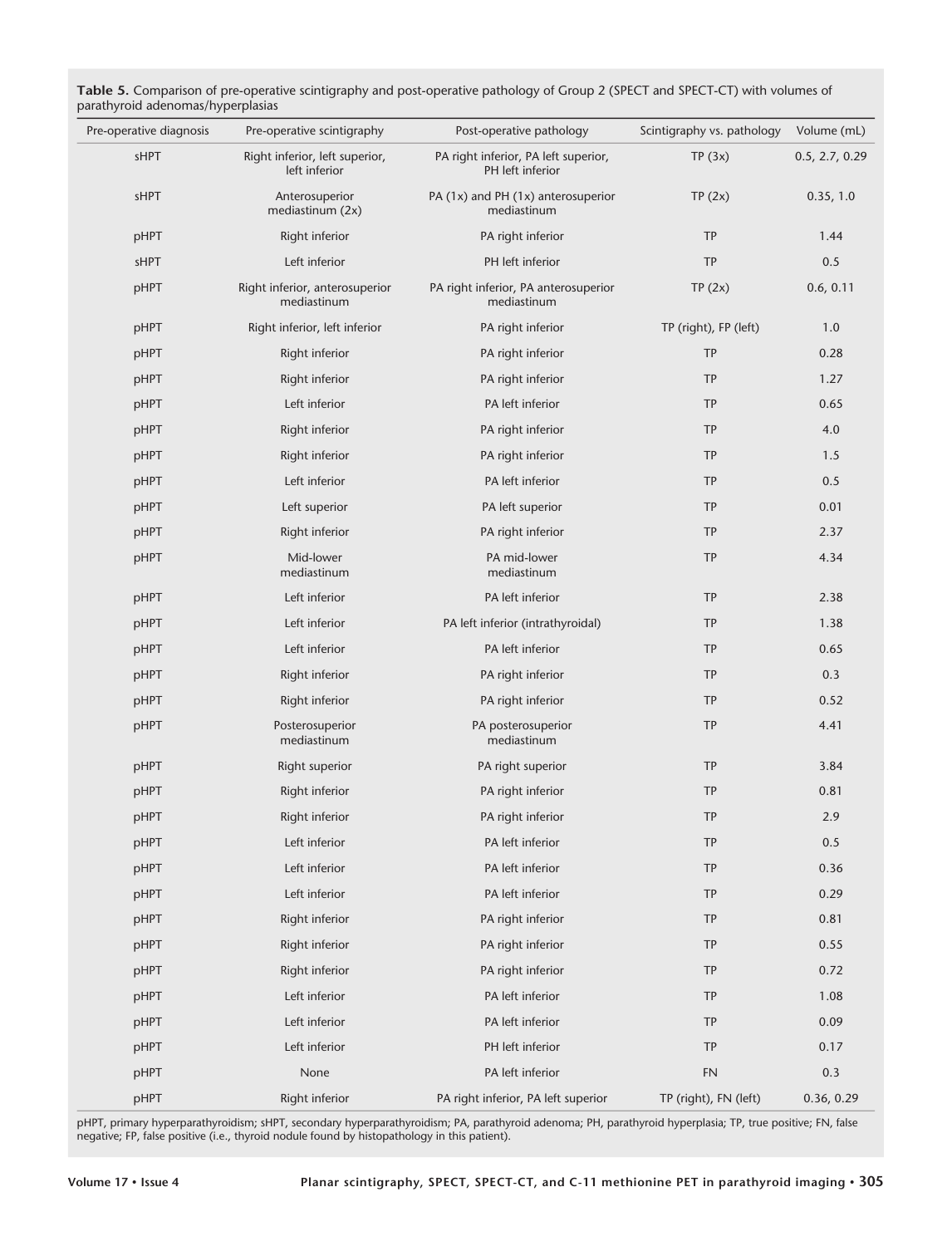**Table 5.** Comparison of pre-operative scintigraphy and post-operative pathology of Group 2 (SPECT and SPECT-CT) with volumes of parathyroid adenomas/hyperplasias

| Pre-operative diagnosis | Pre-operative scintigraphy | Post-operative pathology | Scintigraphy vs. pathology | Volume (mL) |
|---|---|---|---|---|
| sHPT | Right inferior, left superior, left inferior | PA right inferior, PA left superior, PH left inferior | TP (3x) | 0.5, 2.7, 0.29 |
| sHPT | Anterosuperior mediastinum (2x) | PA (1x) and PH (1x) anterosuperior mediastinum | TP (2x) | 0.35, 1.0 |
| pHPT | Right inferior | PA right inferior | TP | 1.44 |
| sHPT | Left inferior | PH left inferior | TP | 0.5 |
| pHPT | Right inferior, anterosuperior mediastinum | PA right inferior, PA anterosuperior mediastinum | TP (2x) | 0.6, 0.11 |
| pHPT | Right inferior, left inferior | PA right inferior | TP (right), FP (left) | 1.0 |
| pHPT | Right inferior | PA right inferior | TP | 0.28 |
| pHPT | Right inferior | PA right inferior | TP | 1.27 |
| pHPT | Left inferior | PA left inferior | TP | 0.65 |
| pHPT | Right inferior | PA right inferior | TP | 4.0 |
| pHPT | Right inferior | PA right inferior | TP | 1.5 |
| pHPT | Left inferior | PA left inferior | TP | 0.5 |
| pHPT | Left superior | PA left superior | TP | 0.01 |
| pHPT | Right inferior | PA right inferior | TP | 2.37 |
| pHPT | Mid-lower mediastinum | PA mid-lower mediastinum | TP | 4.34 |
| pHPT | Left inferior | PA left inferior | TP | 2.38 |
| pHPT | Left inferior | PA left inferior (intrathyroidal) | TP | 1.38 |
| pHPT | Left inferior | PA left inferior | TP | 0.65 |
| pHPT | Right inferior | PA right inferior | TP | 0.3 |
| pHPT | Right inferior | PA right inferior | TP | 0.52 |
| pHPT | Posterosuperior mediastinum | PA posterosuperior mediastinum | TP | 4.41 |
| pHPT | Right superior | PA right superior | TP | 3.84 |
| pHPT | Right inferior | PA right inferior | TP | 0.81 |
| pHPT | Right inferior | PA right inferior | TP | 2.9 |
| pHPT | Left inferior | PA left inferior | TP | 0.5 |
| pHPT | Left inferior | PA left inferior | TP | 0.36 |
| pHPT | Left inferior | PA left inferior | TP | 0.29 |
| pHPT | Right inferior | PA right inferior | TP | 0.81 |
| pHPT | Right inferior | PA right inferior | TP | 0.55 |
| pHPT | Right inferior | PA right inferior | TP | 0.72 |
| pHPT | Left inferior | PA left inferior | TP | 1.08 |
| pHPT | Left inferior | PA left inferior | TP | 0.09 |
| pHPT | Left inferior | PH left inferior | TP | 0.17 |
| pHPT | None | PA left inferior | FN | 0.3 |
| pHPT | Right inferior | PA right inferior, PA left superior | TP (right), FN (left) | 0.36, 0.29 |

pHPT, primary hyperparathyroidism; sHPT, secondary hyperparathyroidism; PA, parathyroid adenoma; PH, parathyroid hyperplasia; TP, true positive; FN, false negative; FP, false positive (i.e., thyroid nodule found by histopathology in this patient).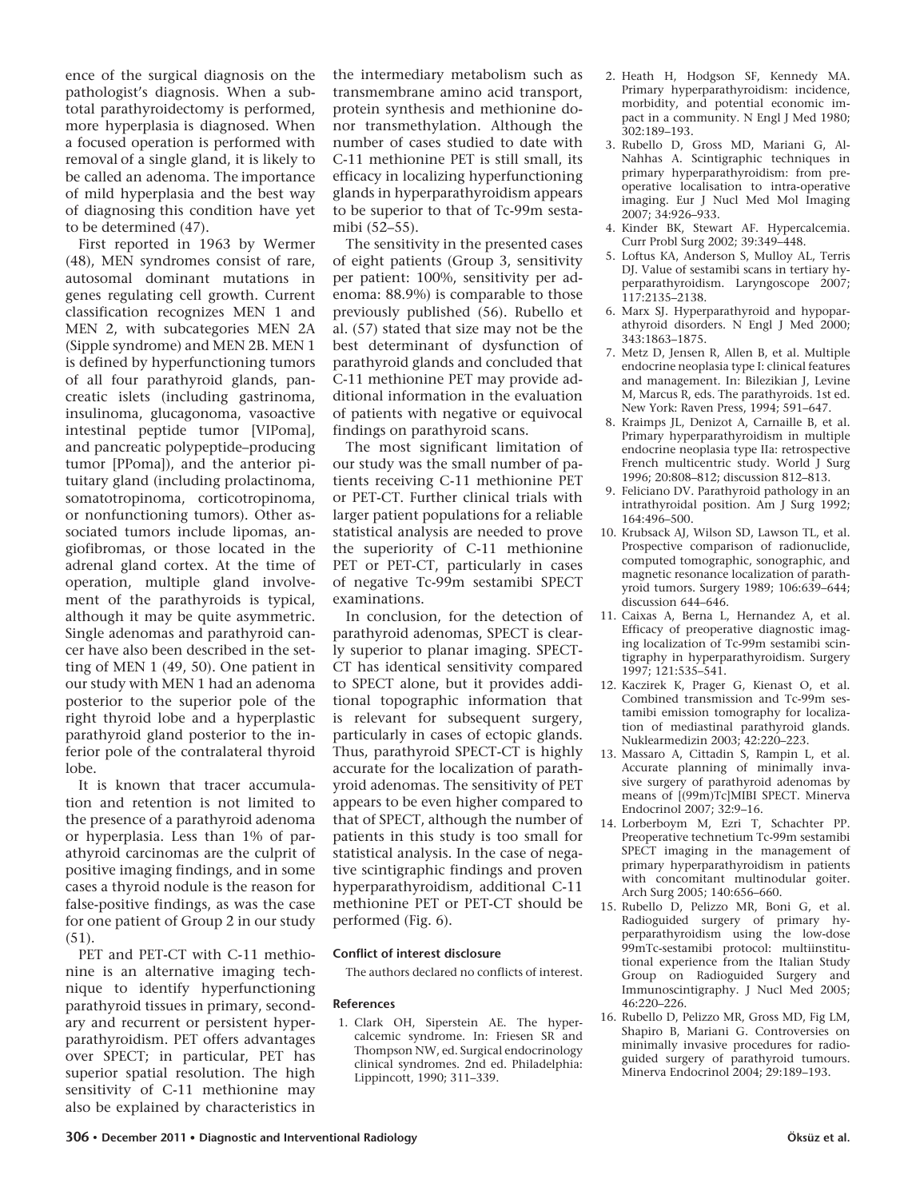ence of the surgical diagnosis on the pathologist's diagnosis. When a subtotal parathyroidectomy is performed, more hyperplasia is diagnosed. When a focused operation is performed with removal of a single gland, it is likely to be called an adenoma. The importance of mild hyperplasia and the best way of diagnosing this condition have yet to be determined (47).

First reported in 1963 by Wermer (48), MEN syndromes consist of rare, autosomal dominant mutations in genes regulating cell growth. Current classification recognizes MEN 1 and MEN 2, with subcategories MEN 2A (Sipple syndrome) and MEN 2B. MEN 1 is defined by hyperfunctioning tumors of all four parathyroid glands, pancreatic islets (including gastrinoma, insulinoma, glucagonoma, vasoactive intestinal peptide tumor [VIPoma], and pancreatic polypeptide–producing tumor [PPoma]), and the anterior pituitary gland (including prolactinoma, somatotropinoma, corticotropinoma, or nonfunctioning tumors). Other associated tumors include lipomas, angiofibromas, or those located in the adrenal gland cortex. At the time of operation, multiple gland involvement of the parathyroids is typical, although it may be quite asymmetric. Single adenomas and parathyroid cancer have also been described in the setting of MEN 1 (49, 50). One patient in our study with MEN 1 had an adenoma posterior to the superior pole of the right thyroid lobe and a hyperplastic parathyroid gland posterior to the inferior pole of the contralateral thyroid lobe.

It is known that tracer accumulation and retention is not limited to the presence of a parathyroid adenoma or hyperplasia. Less than 1% of parathyroid carcinomas are the culprit of positive imaging findings, and in some cases a thyroid nodule is the reason for false-positive findings, as was the case for one patient of Group 2 in our study (51).

PET and PET-CT with C-11 methionine is an alternative imaging technique to identify hyperfunctioning parathyroid tissues in primary, secondary and recurrent or persistent hyperparathyroidism. PET offers advantages over SPECT; in particular, PET has superior spatial resolution. The high sensitivity of C-11 methionine may also be explained by characteristics in the intermediary metabolism such as transmembrane amino acid transport, protein synthesis and methionine donor transmethylation. Although the number of cases studied to date with C-11 methionine PET is still small, its efficacy in localizing hyperfunctioning glands in hyperparathyroidism appears to be superior to that of Tc-99m sestamibi (52–55).

The sensitivity in the presented cases of eight patients (Group 3, sensitivity per patient: 100%, sensitivity per adenoma: 88.9%) is comparable to those previously published (56). Rubello et al. (57) stated that size may not be the best determinant of dysfunction of parathyroid glands and concluded that C-11 methionine PET may provide additional information in the evaluation of patients with negative or equivocal findings on parathyroid scans.

The most significant limitation of our study was the small number of patients receiving C-11 methionine PET or PET-CT. Further clinical trials with larger patient populations for a reliable statistical analysis are needed to prove the superiority of C-11 methionine PET or PET-CT, particularly in cases of negative Tc-99m sestamibi SPECT examinations.

In conclusion, for the detection of parathyroid adenomas, SPECT is clearly superior to planar imaging. SPECT-CT has identical sensitivity compared to SPECT alone, but it provides additional topographic information that is relevant for subsequent surgery, particularly in cases of ectopic glands. Thus, parathyroid SPECT-CT is highly accurate for the localization of parathyroid adenomas. The sensitivity of PET appears to be even higher compared to that of SPECT, although the number of patients in this study is too small for statistical analysis. In the case of negative scintigraphic findings and proven hyperparathyroidism, additional C-11 methionine PET or PET-CT should be performed (Fig. 6).

#### Conflict of interest disclosure

The authors declared no conflicts of interest.

#### References

1. Clark OH, Siperstein AE. The hypercalcemic syndrome. In: Friesen SR and Thompson NW, ed. Surgical endocrinology clinical syndromes. 2nd ed. Philadelphia: Lippincott, 1990; 311–339.
2. Heath H, Hodgson SF, Kennedy MA. Primary hyperparathyroidism: incidence, morbidity, and potential economic impact in a community. N Engl J Med 1980; 302:189–193.
3. Rubello D, Gross MD, Mariani G, Al-Nahhas A. Scintigraphic techniques in primary hyperparathyroidism: from preoperative localisation to intra-operative imaging. Eur J Nucl Med Mol Imaging 2007; 34:926–933.
4. Kinder BK, Stewart AF. Hypercalcemia. Curr Probl Surg 2002; 39:349–448.
5. Loftus KA, Anderson S, Mulloy AL, Terris DJ. Value of sestamibi scans in tertiary hyperparathyroidism. Laryngoscope 2007; 117:2135–2138.
6. Marx SJ. Hyperparathyroid and hypoparathyroid disorders. N Engl J Med 2000; 343:1863–1875.
7. Metz D, Jensen R, Allen B, et al. Multiple endocrine neoplasia type I: clinical features and management. In: Bilezikian J, Levine M, Marcus R, eds. The parathyroids. 1st ed. New York: Raven Press, 1994; 591–647.
8. Kraimps JL, Denizot A, Carnaille B, et al. Primary hyperparathyroidism in multiple endocrine neoplasia type IIa: retrospective French multicentric study. World J Surg 1996; 20:808–812; discussion 812–813.
9. Feliciano DV. Parathyroid pathology in an intrathyroidal position. Am J Surg 1992; 164:496–500.
10. Krubsack AJ, Wilson SD, Lawson TL, et al. Prospective comparison of radionuclide, computed tomographic, sonographic, and magnetic resonance localization of parathyroid tumors. Surgery 1989; 106:639–644; discussion 644–646.
11. Caixas A, Berna L, Hernandez A, et al. Efficacy of preoperative diagnostic imaging localization of Tc-99m sestamibi scintigraphy in hyperparathyroidism. Surgery 1997; 121:535–541.
12. Kaczirek K, Prager G, Kienast O, et al. Combined transmission and Tc-99m sestamibi emission tomography for localization of mediastinal parathyroid glands. Nuklearmedizin 2003; 42:220–223.
13. Massaro A, Cittadin S, Rampin L, et al. Accurate planning of minimally invasive surgery of parathyroid adenomas by means of [(99m)Tc]MIBI SPECT. Minerva Endocrinol 2007; 32:9–16.
14. Lorberboym M, Ezri T, Schachter PP. Preoperative technetium Tc-99m sestamibi SPECT imaging in the management of primary hyperparathyroidism in patients with concomitant multinodular goiter. Arch Surg 2005; 140:656–660.
15. Rubello D, Pelizzo MR, Boni G, et al. Radioguided surgery of primary hyperparathyroidism using the low-dose 99mTc-sestamibi protocol: multiinstitutional experience from the Italian Study Group on Radioguided Surgery and Immunoscintigraphy. J Nucl Med 2005; 46:220–226.
16. Rubello D, Pelizzo MR, Gross MD, Fig LM, Shapiro B, Mariani G. Controversies on minimally invasive procedures for radioguided surgery of parathyroid tumours. Minerva Endocrinol 2004; 29:189–193.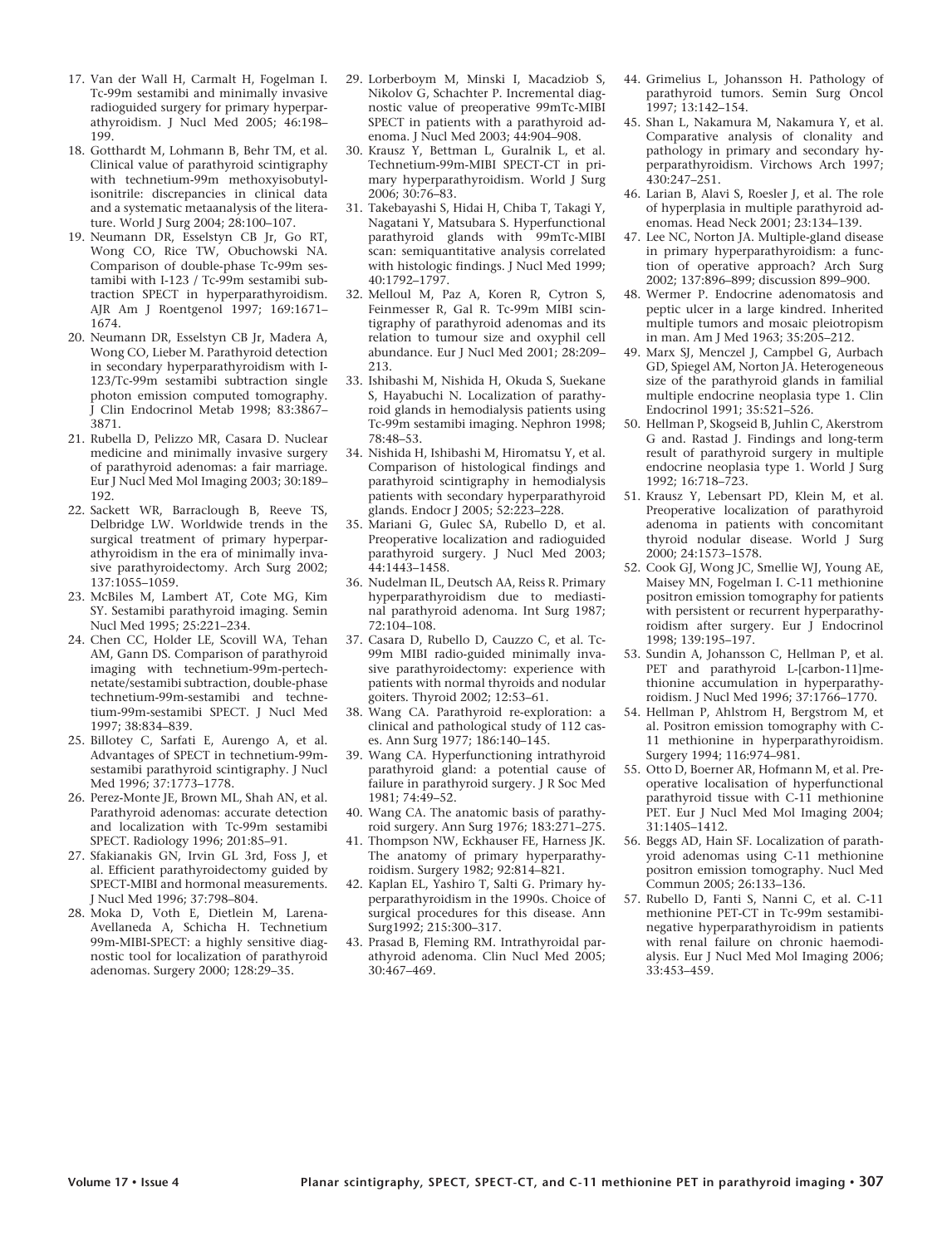17. Van der Wall H, Carmalt H, Fogelman I. Tc-99m sestamibi and minimally invasive radioguided surgery for primary hyperparathyroidism. J Nucl Med 2005; 46:198–199.
18. Gotthardt M, Lohmann B, Behr TM, et al. Clinical value of parathyroid scintigraphy with technetium-99m methoxyisobutylisonitrile: discrepancies in clinical data and a systematic metaanalysis of the literature. World J Surg 2004; 28:100–107.
19. Neumann DR, Esselstyn CB Jr, Go RT, Wong CO, Rice TW, Obuchowski NA. Comparison of double-phase Tc-99m sestamibi with I-123 / Tc-99m sestamibi subtraction SPECT in hyperparathyroidism. AJR Am J Roentgenol 1997; 169:1671–1674.
20. Neumann DR, Esselstyn CB Jr, Madera A, Wong CO, Lieber M. Parathyroid detection in secondary hyperparathyroidism with I-123/Tc-99m sestamibi subtraction single photon emission computed tomography. J Clin Endocrinol Metab 1998; 83:3867–3871.
21. Rubella D, Pelizzo MR, Casara D. Nuclear medicine and minimally invasive surgery of parathyroid adenomas: a fair marriage. Eur J Nucl Med Mol Imaging 2003; 30:189–192.
22. Sackett WR, Barraclough B, Reeve TS, Delbridge LW. Worldwide trends in the surgical treatment of primary hyperparathyroidism in the era of minimally invasive parathyroidectomy. Arch Surg 2002; 137:1055–1059.
23. McBiles M, Lambert AT, Cote MG, Kim SY. Sestamibi parathyroid imaging. Semin Nucl Med 1995; 25:221–234.
24. Chen CC, Holder LE, Scovill WA, Tehan AM, Gann DS. Comparison of parathyroid imaging with technetium-99m-pertechnetate/sestamibi subtraction, double-phase technetium-99m-sestamibi and technetium-99m-sestamibi SPECT. J Nucl Med 1997; 38:834–839.
25. Billotey C, Sarfati E, Aurengo A, et al. Advantages of SPECT in technetium-99m-sestamibi parathyroid scintigraphy. J Nucl Med 1996; 37:1773–1778.
26. Perez-Monte JE, Brown ML, Shah AN, et al. Parathyroid adenomas: accurate detection and localization with Tc-99m sestamibi SPECT. Radiology 1996; 201:85–91.
27. Sfakianakis GN, Irvin GL 3rd, Foss J, et al. Efficient parathyroidectomy guided by SPECT-MIBI and hormonal measurements. J Nucl Med 1996; 37:798–804.
28. Moka D, Voth E, Dietlein M, Larena-Avellaneda A, Schicha H. Technetium 99m-MIBI-SPECT: a highly sensitive diagnostic tool for localization of parathyroid adenomas. Surgery 2000; 128:29–35.
29. Lorberboym M, Minski I, Macadziob S, Nikolov G, Schachter P. Incremental diagnostic value of preoperative 99mTc-MIBI SPECT in patients with a parathyroid adenoma. J Nucl Med 2003; 44:904–908.
30. Krausz Y, Bettman L, Guralnik L, et al. Technetium-99m-MIBI SPECT-CT in primary hyperparathyroidism. World J Surg 2006; 30:76–83.
31. Takebayashi S, Hidai H, Chiba T, Takagi Y, Nagatani Y, Matsubara S. Hyperfunctional parathyroid glands with 99mTc-MIBI scan: semiquantitative analysis correlated with histologic findings. J Nucl Med 1999; 40:1792–1797.
32. Melloul M, Paz A, Koren R, Cytron S, Feinmesser R, Gal R. Tc-99m MIBI scintigraphy of parathyroid adenomas and its relation to tumour size and oxyphil cell abundance. Eur J Nucl Med 2001; 28:209–213.
33. Ishibashi M, Nishida H, Okuda S, Suekane S, Hayabuchi N. Localization of parathyroid glands in hemodialysis patients using Tc-99m sestamibi imaging. Nephron 1998; 78:48–53.
34. Nishida H, Ishibashi M, Hiromatsu Y, et al. Comparison of histological findings and parathyroid scintigraphy in hemodialysis patients with secondary hyperparathyroid glands. Endocr J 2005; 52:223–228.
35. Mariani G, Gulec SA, Rubello D, et al. Preoperative localization and radioguided parathyroid surgery. J Nucl Med 2003; 44:1443–1458.
36. Nudelman IL, Deutsch AA, Reiss R. Primary hyperparathyroidism due to mediastinal parathyroid adenoma. Int Surg 1987; 72:104–108.
37. Casara D, Rubello D, Cauzzo C, et al. Tc-99m MIBI radio-guided minimally invasive parathyroidectomy: experience with patients with normal thyroids and nodular goiters. Thyroid 2002; 12:53–61.
38. Wang CA. Parathyroid re-exploration: a clinical and pathological study of 112 cases. Ann Surg 1977; 186:140–145.
39. Wang CA. Hyperfunctioning intrathyroid parathyroid gland: a potential cause of failure in parathyroid surgery. J R Soc Med 1981; 74:49–52.
40. Wang CA. The anatomic basis of parathyroid surgery. Ann Surg 1976; 183:271–275.
41. Thompson NW, Eckhauser FE, Harness JK. The anatomy of primary hyperparathyroidism. Surgery 1982; 92:814–821.
42. Kaplan EL, Yashiro T, Salti G. Primary hyperparathyroidism in the 1990s. Choice of surgical procedures for this disease. Ann Surg1992; 215:300–317.
43. Prasad B, Fleming RM. Intrathyroidal parathyroid adenoma. Clin Nucl Med 2005; 30:467–469.
44. Grimelius L, Johansson H. Pathology of parathyroid tumors. Semin Surg Oncol 1997; 13:142–154.
45. Shan L, Nakamura M, Nakamura Y, et al. Comparative analysis of clonality and pathology in primary and secondary hyperparathyroidism. Virchows Arch 1997; 430:247–251.
46. Larian B, Alavi S, Roesler J, et al. The role of hyperplasia in multiple parathyroid adenomas. Head Neck 2001; 23:134–139.
47. Lee NC, Norton JA. Multiple-gland disease in primary hyperparathyroidism: a function of operative approach? Arch Surg 2002; 137:896–899; discussion 899–900.
48. Wermer P. Endocrine adenomatosis and peptic ulcer in a large kindred. Inherited multiple tumors and mosaic pleiotropism in man. Am J Med 1963; 35:205–212.
49. Marx SJ, Menczel J, Campbel G, Aurbach GD, Spiegel AM, Norton JA. Heterogeneous size of the parathyroid glands in familial multiple endocrine neoplasia type 1. Clin Endocrinol 1991; 35:521–526.
50. Hellman P, Skogseid B, Juhlin C, Akerstrom G and. Rastad J. Findings and long-term result of parathyroid surgery in multiple endocrine neoplasia type 1. World J Surg 1992; 16:718–723.
51. Krausz Y, Lebensart PD, Klein M, et al. Preoperative localization of parathyroid adenoma in patients with concomitant thyroid nodular disease. World J Surg 2000; 24:1573–1578.
52. Cook GJ, Wong JC, Smellie WJ, Young AE, Maisey MN, Fogelman I. C-11 methionine positron emission tomography for patients with persistent or recurrent hyperparathyroidism after surgery. Eur J Endocrinol 1998; 139:195–197.
53. Sundin A, Johansson C, Hellman P, et al. PET and parathyroid L-[carbon-11]methionine accumulation in hyperparathyroidism. J Nucl Med 1996; 37:1766–1770.
54. Hellman P, Ahlstrom H, Bergstrom M, et al. Positron emission tomography with C-11 methionine in hyperparathyroidism. Surgery 1994; 116:974–981.
55. Otto D, Boerner AR, Hofmann M, et al. Preoperative localisation of hyperfunctional parathyroid tissue with C-11 methionine PET. Eur J Nucl Med Mol Imaging 2004; 31:1405–1412.
56. Beggs AD, Hain SF. Localization of parathyroid adenomas using C-11 methionine positron emission tomography. Nucl Med Commun 2005; 26:133–136.
57. Rubello D, Fanti S, Nanni C, et al. C-11 methionine PET-CT in Tc-99m sestamibi-negative hyperparathyroidism in patients with renal failure on chronic haemodialysis. Eur J Nucl Med Mol Imaging 2006; 33:453–459.